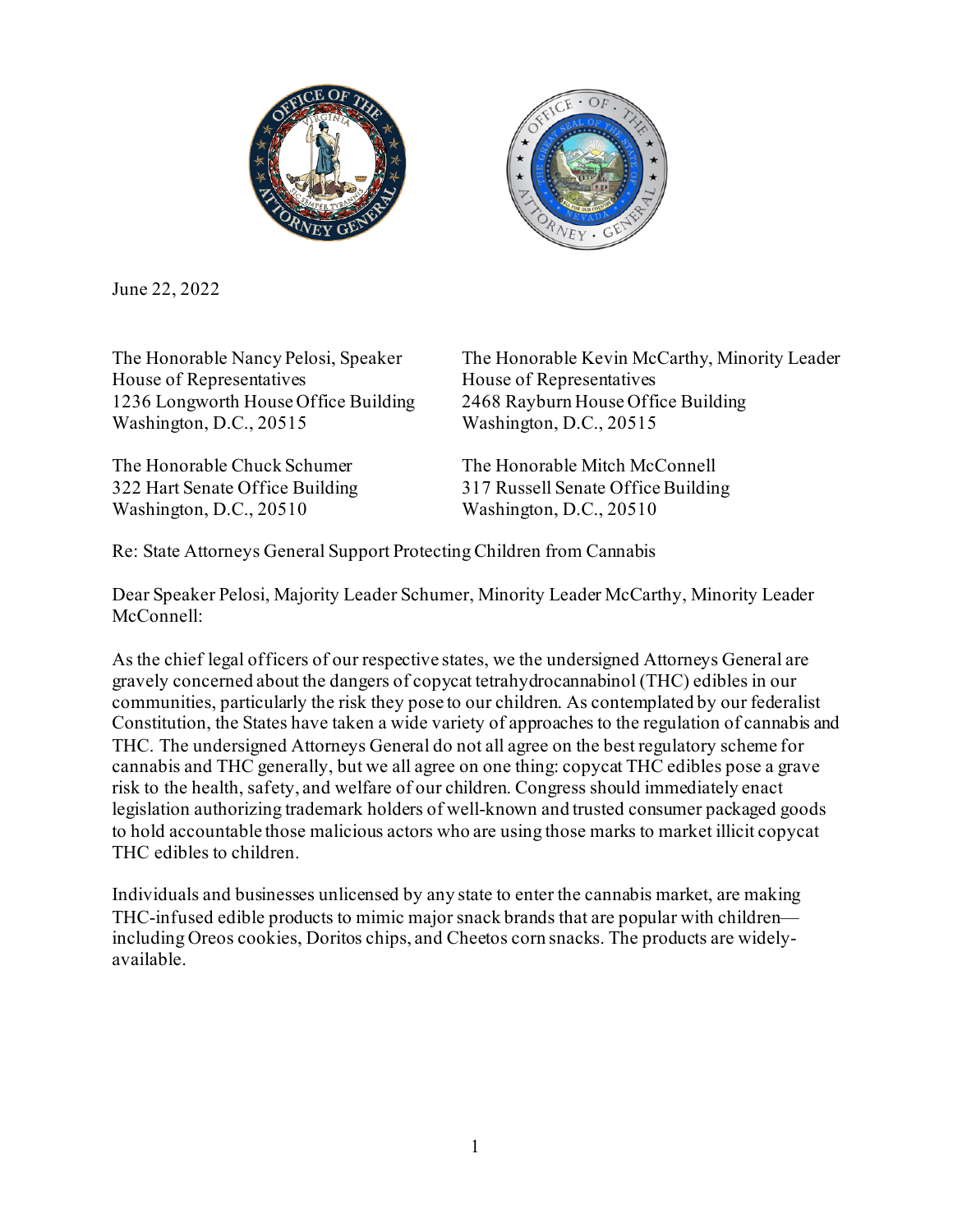June 22, 2022

The Honorable Nancy Pelosi, Speaker
House of Representatives
1236 Longworth House Office Building
Washington, D.C., 20515

The Honorable Kevin McCarthy, Minority Leader
House of Representatives
2468 Rayburn House Office Building
Washington, D.C., 20515

The Honorable Chuck Schumer
322 Hart Senate Office Building
Washington, D.C., 20510

The Honorable Mitch McConnell
317 Russell Senate Office Building
Washington, D.C., 20510

Re: State Attorneys General Support Protecting Children from Cannabis

Dear Speaker Pelosi, Majority Leader Schumer, Minority Leader McCarthy, Minority Leader McConnell:

As the chief legal officers of our respective states, we the undersigned Attorneys General are gravely concerned about the dangers of copycat tetrahydrocannabinol (THC) edibles in our communities, particularly the risk they pose to our children. As contemplated by our federalist Constitution, the States have taken a wide variety of approaches to the regulation of cannabis and THC. The undersigned Attorneys General do not all agree on the best regulatory scheme for cannabis and THC generally, but we all agree on one thing: copycat THC edibles pose a grave risk to the health, safety, and welfare of our children. Congress should immediately enact legislation authorizing trademark holders of well-known and trusted consumer packaged goods to hold accountable those malicious actors who are using those marks to market illicit copycat THC edibles to children.

Individuals and businesses unlicensed by any state to enter the cannabis market, are making THC-infused edible products to mimic major snack brands that are popular with children—including Oreos cookies, Doritos chips, and Cheetos corn snacks. The products are widely-available.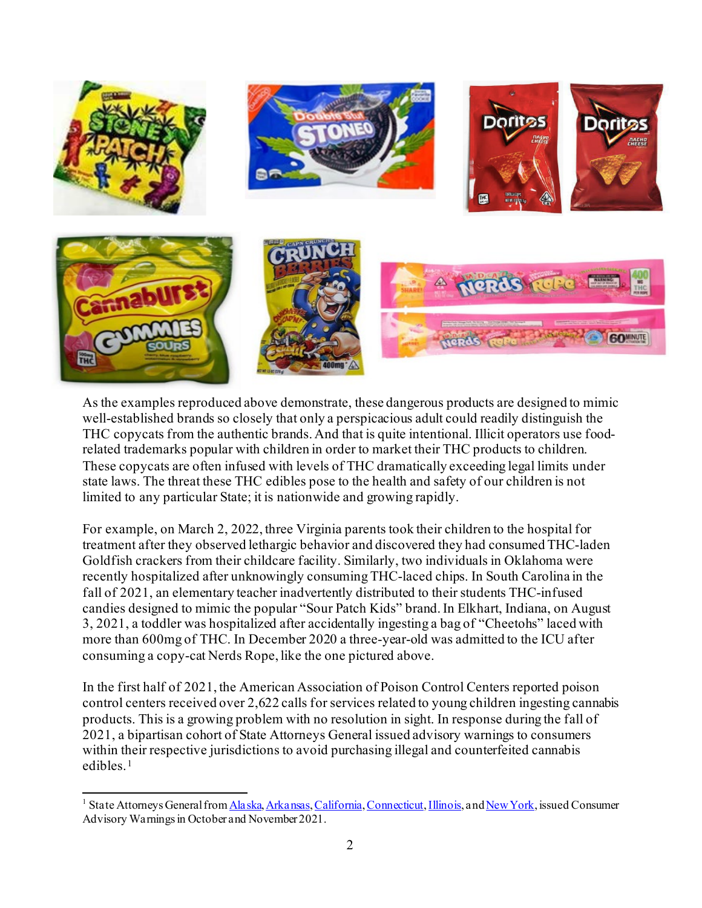As the examples reproduced above demonstrate, these dangerous products are designed to mimic well-established brands so closely that only a perspicacious adult could readily distinguish the THC copycats from the authentic brands. And that is quite intentional. Illicit operators use food-related trademarks popular with children in order to market their THC products to children. These copycats are often infused with levels of THC dramatically exceeding legal limits under state laws. The threat these THC edibles pose to the health and safety of our children is not limited to any particular State; it is nationwide and growing rapidly.

For example, on March 2, 2022, three Virginia parents took their children to the hospital for treatment after they observed lethargic behavior and discovered they had consumed THC-laden Goldfish crackers from their childcare facility. Similarly, two individuals in Oklahoma were recently hospitalized after unknowingly consuming THC-laced chips. In South Carolina in the fall of 2021, an elementary teacher inadvertently distributed to their students THC-infused candies designed to mimic the popular "Sour Patch Kids" brand. In Elkhart, Indiana, on August 3, 2021, a toddler was hospitalized after accidentally ingesting a bag of "Cheetohs" laced with more than 600mg of THC. In December 2020 a three-year-old was admitted to the ICU after consuming a copy-cat Nerds Rope, like the one pictured above.

In the first half of 2021, the American Association of Poison Control Centers reported poison control centers received over 2,622 calls for services related to young children ingesting cannabis products. This is a growing problem with no resolution in sight. In response during the fall of 2021, a bipartisan cohort of State Attorneys General issued advisory warnings to consumers within their respective jurisdictions to avoid purchasing illegal and counterfeited cannabis edibles.[1]

---

[1] State Attorneys General from Alaska, Arkansas, California, Connecticut, Illinois, and New York, issued Consumer Advisory Warnings in October and November 2021.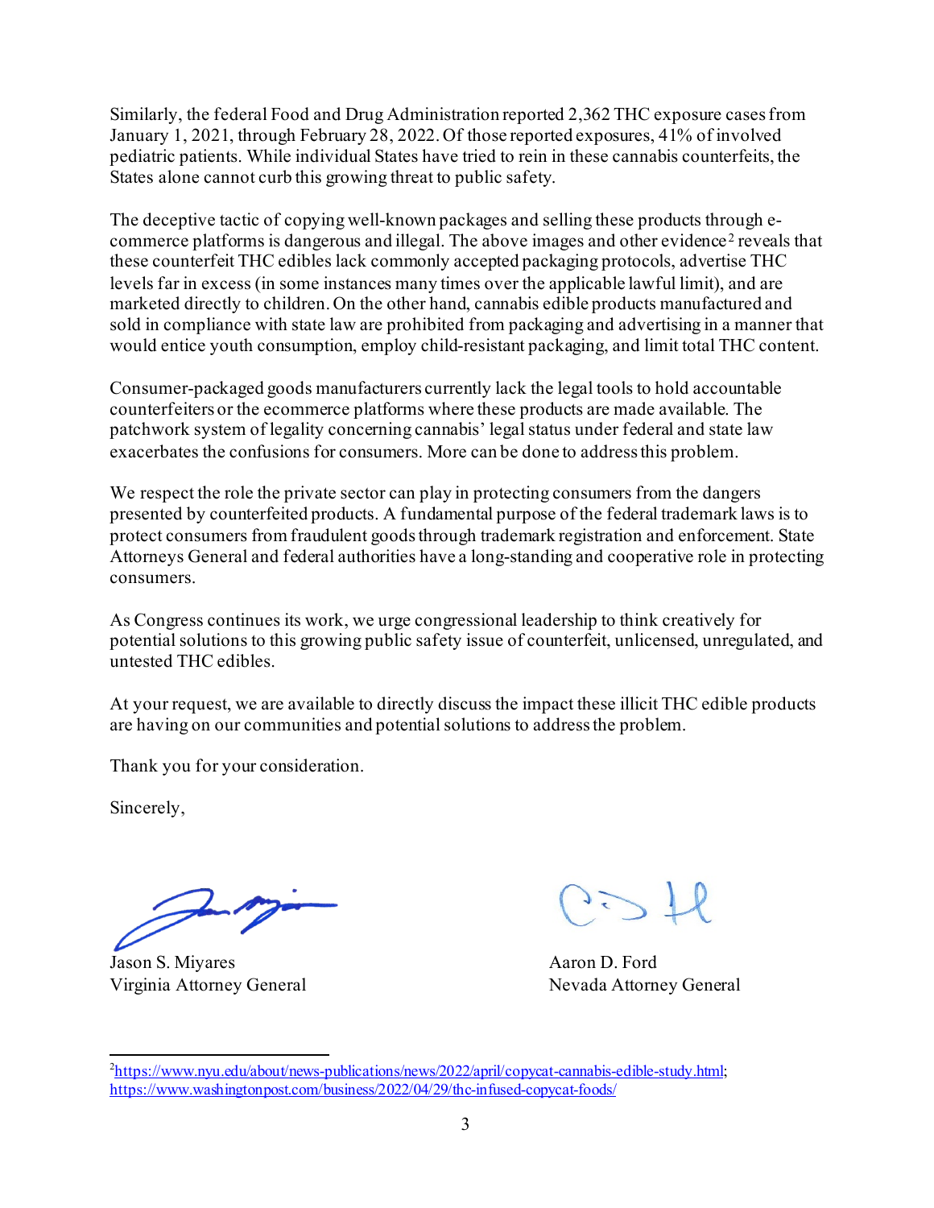Similarly, the federal Food and Drug Administration reported 2,362 THC exposure cases from January 1, 2021, through February 28, 2022. Of those reported exposures, 41% of involved pediatric patients. While individual States have tried to rein in these cannabis counterfeits, the States alone cannot curb this growing threat to public safety.

The deceptive tactic of copying well-known packages and selling these products through e-commerce platforms is dangerous and illegal. The above images and other evidence[2] reveals that these counterfeit THC edibles lack commonly accepted packaging protocols, advertise THC levels far in excess (in some instances many times over the applicable lawful limit), and are marketed directly to children. On the other hand, cannabis edible products manufactured and sold in compliance with state law are prohibited from packaging and advertising in a manner that would entice youth consumption, employ child-resistant packaging, and limit total THC content.

Consumer-packaged goods manufacturers currently lack the legal tools to hold accountable counterfeiters or the ecommerce platforms where these products are made available. The patchwork system of legality concerning cannabis' legal status under federal and state law exacerbates the confusions for consumers. More can be done to address this problem.

We respect the role the private sector can play in protecting consumers from the dangers presented by counterfeited products. A fundamental purpose of the federal trademark laws is to protect consumers from fraudulent goods through trademark registration and enforcement. State Attorneys General and federal authorities have a long-standing and cooperative role in protecting consumers.

As Congress continues its work, we urge congressional leadership to think creatively for potential solutions to this growing public safety issue of counterfeit, unlicensed, unregulated, and untested THC edibles.

At your request, we are available to directly discuss the impact these illicit THC edible products are having on our communities and potential solutions to address the problem.

Thank you for your consideration.

Sincerely,

Jason S. Miyares
Virginia Attorney General

Aaron D. Ford
Nevada Attorney General

---

[2] https://www.nyu.edu/about/news-publications/news/2022/april/copycat-cannabis-edible-study.html; https://www.washingtonpost.com/business/2022/04/29/thc-infused-copycat-foods/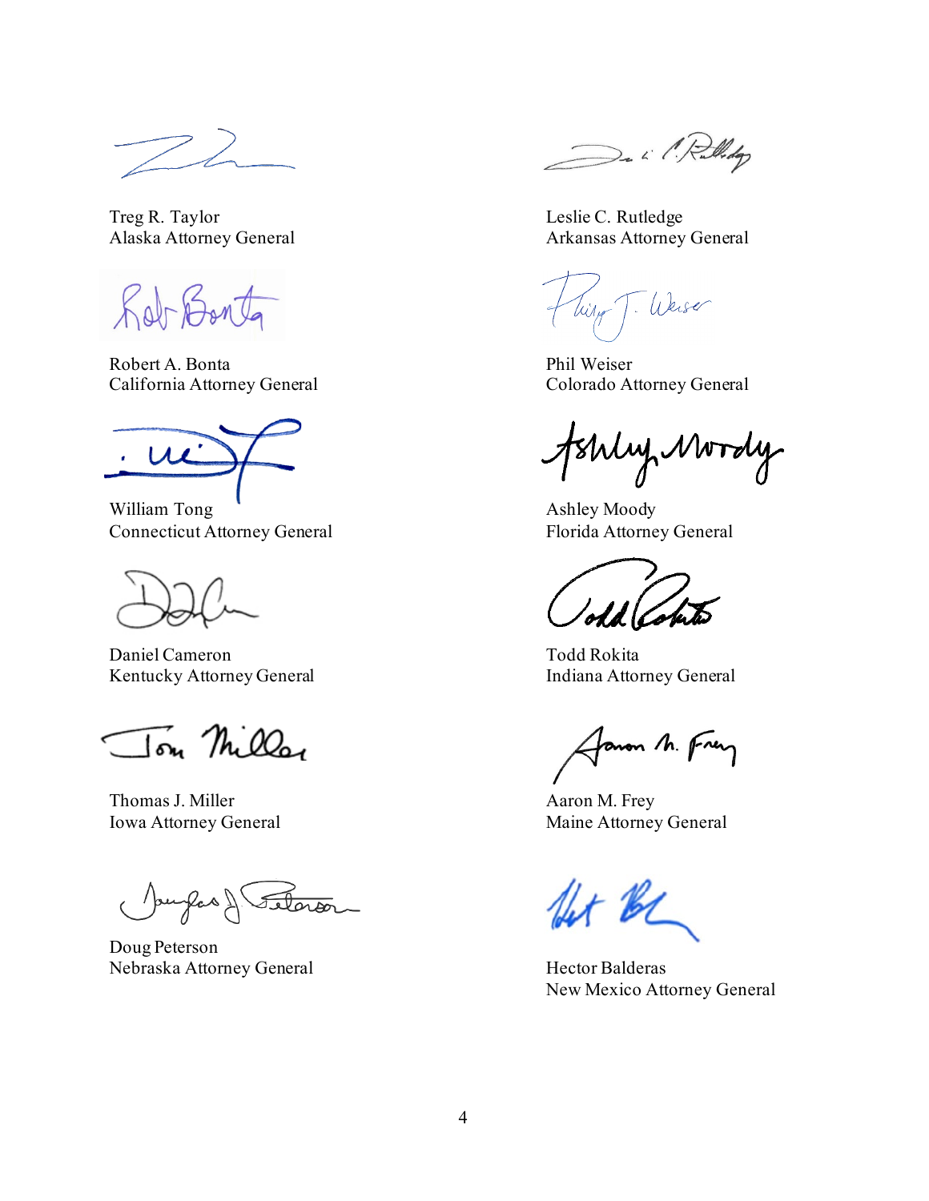Treg R. Taylor
Alaska Attorney General

Leslie C. Rutledge
Arkansas Attorney General

Robert A. Bonta
California Attorney General

Phil Weiser
Colorado Attorney General

William Tong
Connecticut Attorney General

Ashley Moody
Florida Attorney General

Daniel Cameron
Kentucky Attorney General

Todd Rokita
Indiana Attorney General

Thomas J. Miller
Iowa Attorney General

Aaron M. Frey
Maine Attorney General

Doug Peterson
Nebraska Attorney General

Hector Balderas
New Mexico Attorney General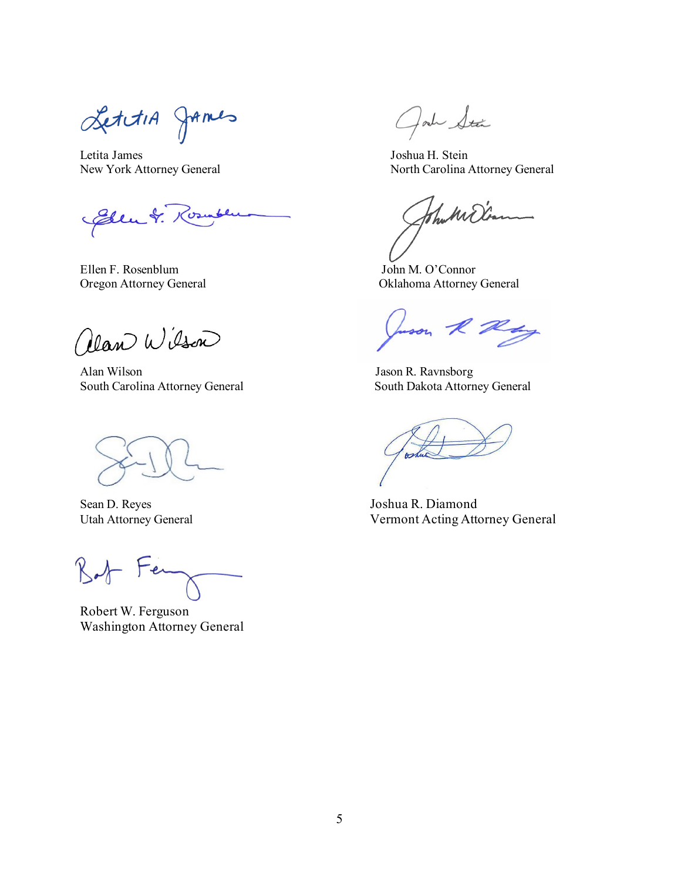Letita James
New York Attorney General

Joshua H. Stein
North Carolina Attorney General

Ellen F. Rosenblum
Oregon Attorney General

John M. O'Connor
Oklahoma Attorney General

Alan Wilson
South Carolina Attorney General

Jason R. Ravnsborg
South Dakota Attorney General

Sean D. Reyes
Utah Attorney General

Joshua R. Diamond
Vermont Acting Attorney General

Robert W. Ferguson
Washington Attorney General